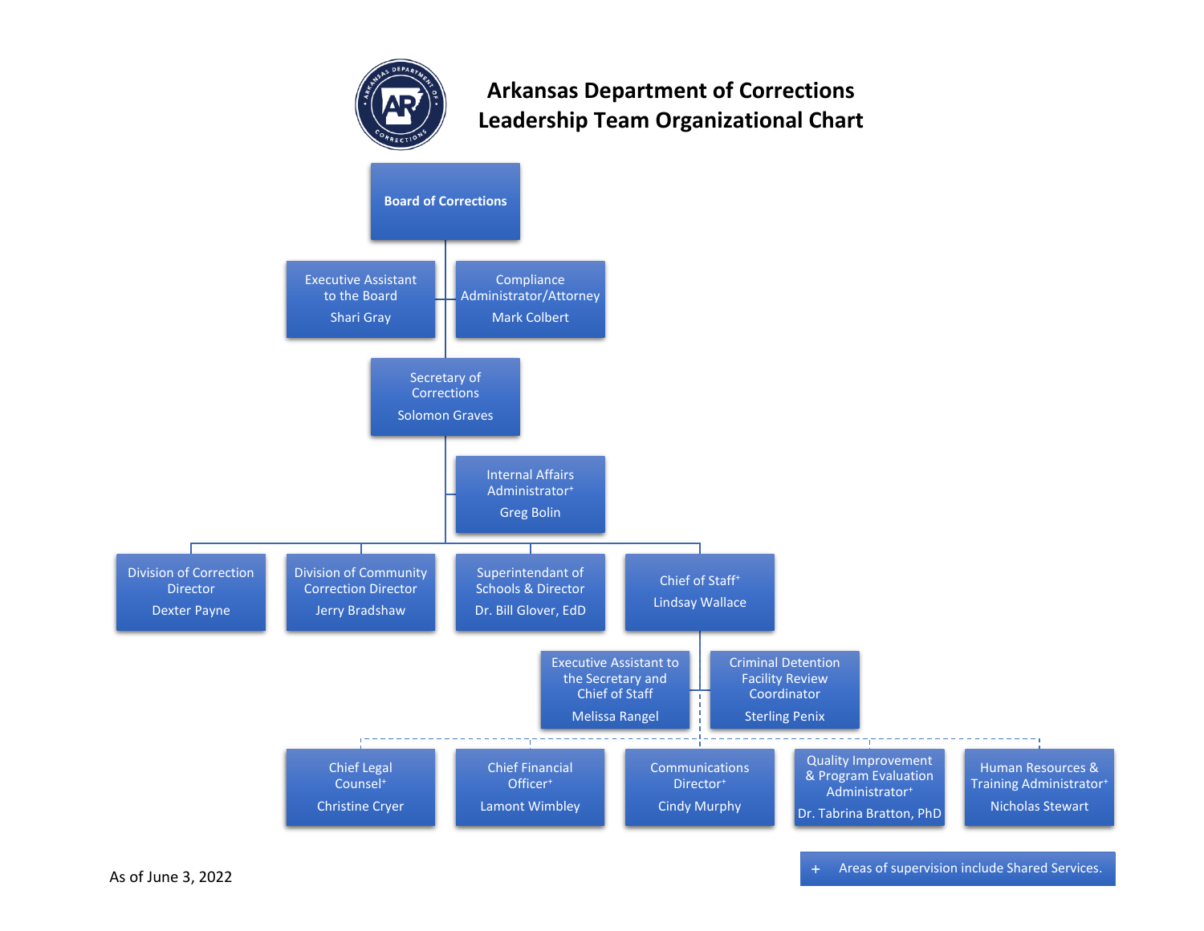# Arkansas Department of Corrections
# Leadership Team Organizational Chart

**Board of Corrections**

- Executive Assistant to the Board — Shari Gray
- Compliance Administrator/Attorney — Mark Colbert

**Secretary of Corrections** — Solomon Graves

- Internal Affairs Administrator+ — Greg Bolin
- Division of Correction Director — Dexter Payne
- Division of Community Correction Director — Jerry Bradshaw
- Superintendent of Schools & Director — Dr. Bill Glover, EdD
- Chief of Staff+ — Lindsay Wallace
  - Executive Assistant to the Secretary and Chief of Staff — Melissa Rangel
  - Criminal Detention Facility Review Coordinator — Sterling Penix
  - Chief Legal Counsel+ — Christine Cryer
  - Chief Financial Officer+ — Lamont Wimbley
  - Communications Director+ — Cindy Murphy
  - Quality Improvement & Program Evaluation Administrator+ — Dr. Tabrina Bratton, PhD
  - Human Resources & Training Administrator+ — Nicholas Stewart

As of June 3, 2022

+ Areas of supervision include Shared Services.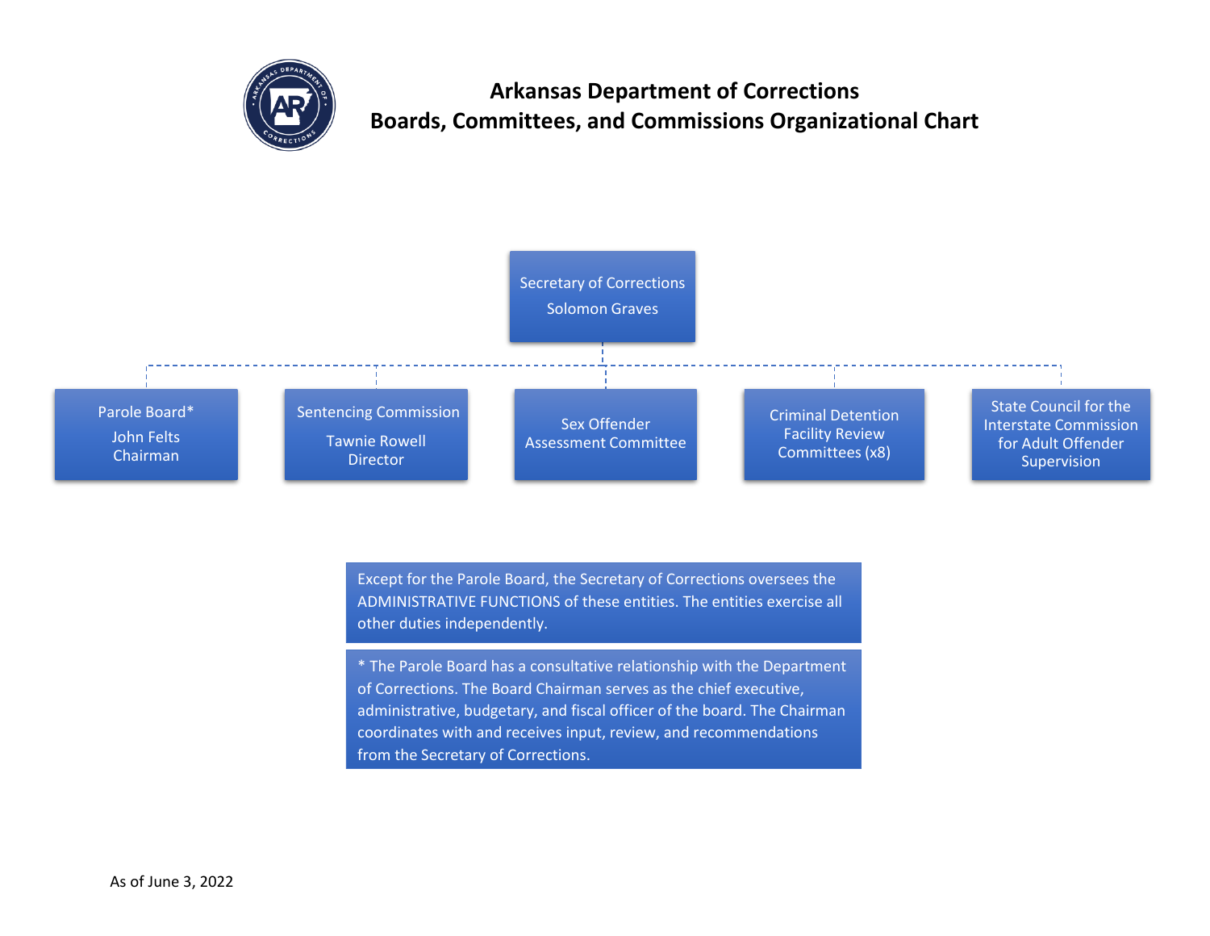# Arkansas Department of Corrections
## Boards, Committees, and Commissions Organizational Chart

Secretary of Corrections
Solomon Graves

Parole Board*
John Felts
Chairman

Sentencing Commission
Tawnie Rowell
Director

Sex Offender Assessment Committee

Criminal Detention Facility Review Committees (x8)

State Council for the Interstate Commission for Adult Offender Supervision

Except for the Parole Board, the Secretary of Corrections oversees the ADMINISTRATIVE FUNCTIONS of these entities. The entities exercise all other duties independently.

* The Parole Board has a consultative relationship with the Department of Corrections. The Board Chairman serves as the chief executive, administrative, budgetary, and fiscal officer of the board. The Chairman coordinates with and receives input, review, and recommendations from the Secretary of Corrections.

As of June 3, 2022